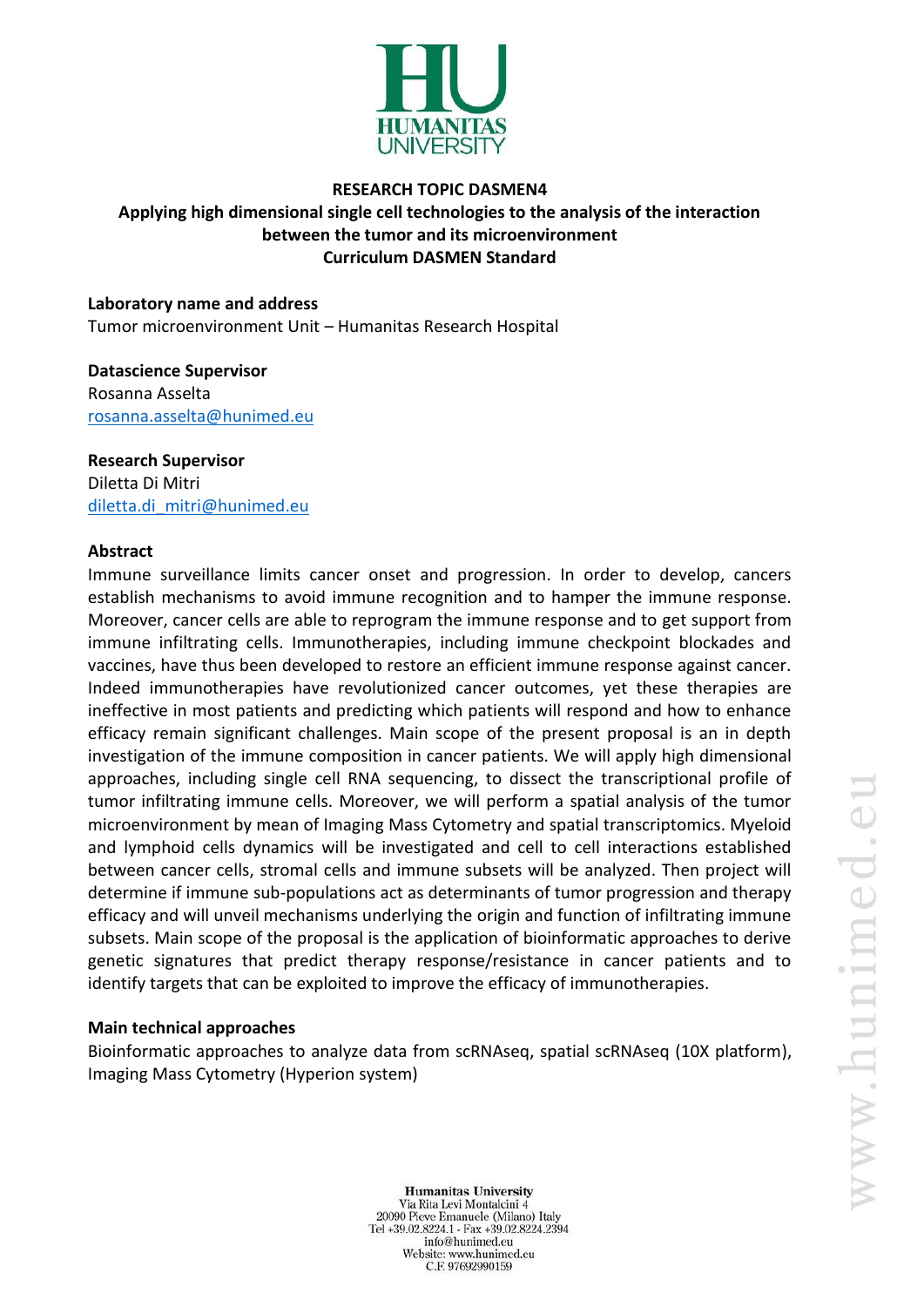**RESEARCH TOPIC DASMEN4**
**Applying high dimensional single cell technologies to the analysis of the interaction between the tumor and its microenvironment**
**Curriculum DASMEN Standard**

**Laboratory name and address**
Tumor microenvironment Unit – Humanitas Research Hospital

**Datascience Supervisor**
Rosanna Asselta
rosanna.asselta@hunimed.eu

**Research Supervisor**
Diletta Di Mitri
diletta.di_mitri@hunimed.eu

**Abstract**

Immune surveillance limits cancer onset and progression. In order to develop, cancers establish mechanisms to avoid immune recognition and to hamper the immune response. Moreover, cancer cells are able to reprogram the immune response and to get support from immune infiltrating cells. Immunotherapies, including immune checkpoint blockades and vaccines, have thus been developed to restore an efficient immune response against cancer. Indeed immunotherapies have revolutionized cancer outcomes, yet these therapies are ineffective in most patients and predicting which patients will respond and how to enhance efficacy remain significant challenges. Main scope of the present proposal is an in depth investigation of the immune composition in cancer patients. We will apply high dimensional approaches, including single cell RNA sequencing, to dissect the transcriptional profile of tumor infiltrating immune cells. Moreover, we will perform a spatial analysis of the tumor microenvironment by mean of Imaging Mass Cytometry and spatial transcriptomics. Myeloid and lymphoid cells dynamics will be investigated and cell to cell interactions established between cancer cells, stromal cells and immune subsets will be analyzed. Then project will determine if immune sub-populations act as determinants of tumor progression and therapy efficacy and will unveil mechanisms underlying the origin and function of infiltrating immune subsets. Main scope of the proposal is the application of bioinformatic approaches to derive genetic signatures that predict therapy response/resistance in cancer patients and to identify targets that can be exploited to improve the efficacy of immunotherapies.

**Main technical approaches**

Bioinformatic approaches to analyze data from scRNAseq, spatial scRNAseq (10X platform), Imaging Mass Cytometry (Hyperion system)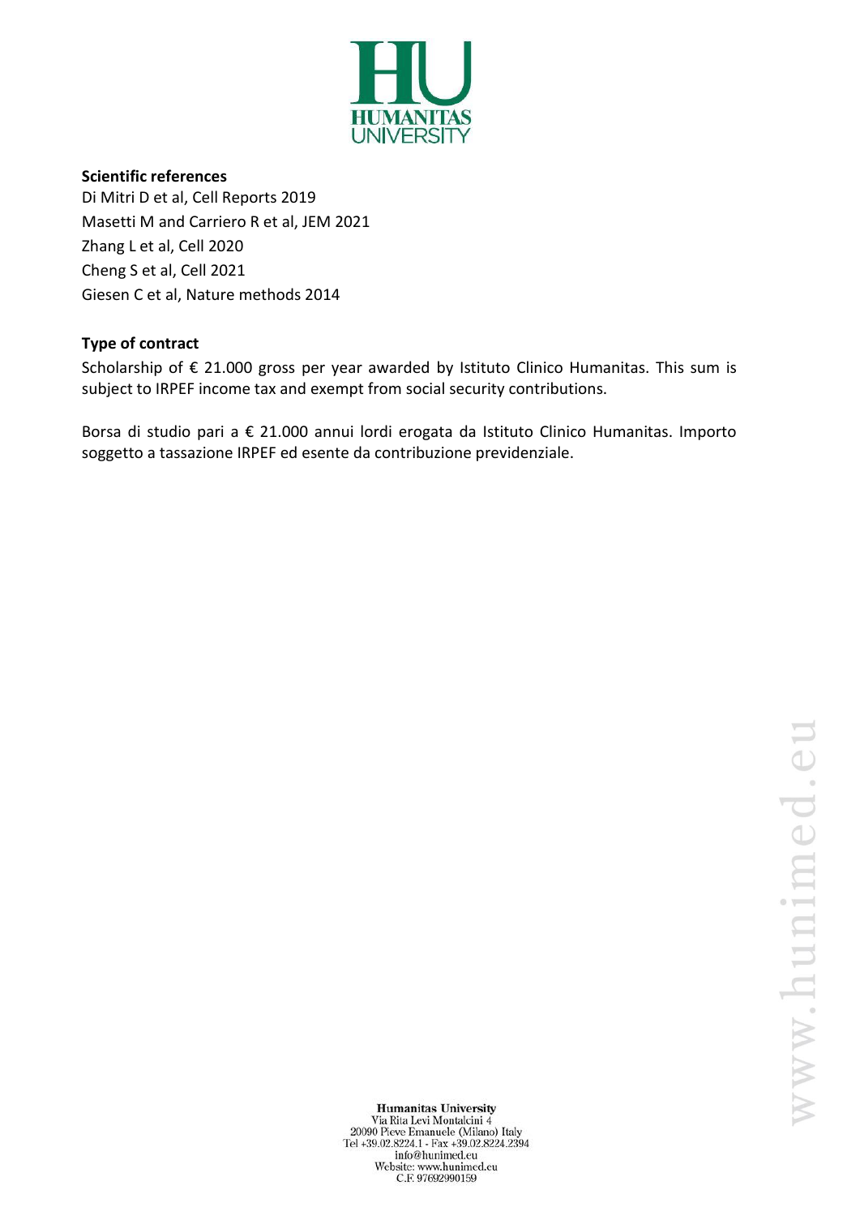**Scientific references**

Di Mitri D et al, Cell Reports 2019
Masetti M and Carriero R et al, JEM 2021
Zhang L et al, Cell 2020
Cheng S et al, Cell 2021
Giesen C et al, Nature methods 2014

**Type of contract**

Scholarship of € 21.000 gross per year awarded by Istituto Clinico Humanitas. This sum is subject to IRPEF income tax and exempt from social security contributions.

Borsa di studio pari a € 21.000 annui lordi erogata da Istituto Clinico Humanitas. Importo soggetto a tassazione IRPEF ed esente da contribuzione previdenziale.